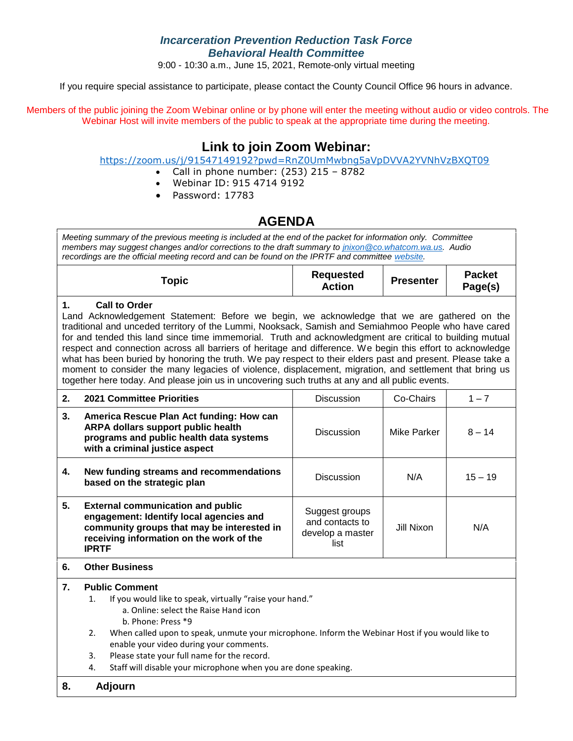# *Incarceration Prevention Reduction Task Force*
## *Behavioral Health Committee*

9:00 - 10:30 a.m., June 15, 2021, Remote-only virtual meeting

If you require special assistance to participate, please contact the County Council Office 96 hours in advance.

Members of the public joining the Zoom Webinar online or by phone will enter the meeting without audio or video controls. The Webinar Host will invite members of the public to speak at the appropriate time during the meeting.

## Link to join Zoom Webinar:

https://zoom.us/j/91547149192?pwd=RnZ0UmMwbng5aVpDVVA2YVNhVzBXQT09

- Call in phone number: (253) 215 – 8782
- Webinar ID: 915 4714 9192
- Password: 17783

## AGENDA

*Meeting summary of the previous meeting is included at the end of the packet for information only. Committee members may suggest changes and/or corrections to the draft summary to jnixon@co.whatcom.wa.us. Audio recordings are the official meeting record and can be found on the IPRTF and committee website.*

| Topic | Requested Action | Presenter | Packet Page(s) |
|---|---|---|---|
| **1. Call to Order**<br>Land Acknowledgement Statement: Before we begin, we acknowledge that we are gathered on the traditional and unceded territory of the Lummi, Nooksack, Samish and Semiahmoo People who have cared for and tended this land since time immemorial. Truth and acknowledgment are critical to building mutual respect and connection across all barriers of heritage and difference. We begin this effort to acknowledge what has been buried by honoring the truth. We pay respect to their elders past and present. Please take a moment to consider the many legacies of violence, displacement, migration, and settlement that bring us together here today. And please join us in uncovering such truths at any and all public events. | | | |
| **2. 2021 Committee Priorities** | Discussion | Co-Chairs | 1 – 7 |
| **3. America Rescue Plan Act funding: How can ARPA dollars support public health programs and public health data systems with a criminal justice aspect** | Discussion | Mike Parker | 8 – 14 |
| **4. New funding streams and recommendations based on the strategic plan** | Discussion | N/A | 15 – 19 |
| **5. External communication and public engagement: Identify local agencies and community groups that may be interested in receiving information on the work of the IPRTF** | Suggest groups and contacts to develop a master list | Jill Nixon | N/A |
| **6. Other Business** | | | |
| **7. Public Comment**<br>1. If you would like to speak, virtually "raise your hand."<br>a. Online: select the Raise Hand icon<br>b. Phone: Press *9<br>2. When called upon to speak, unmute your microphone. Inform the Webinar Host if you would like to enable your video during your comments.<br>3. Please state your full name for the record.<br>4. Staff will disable your microphone when you are done speaking. | | | |
| **8. Adjourn** | | | |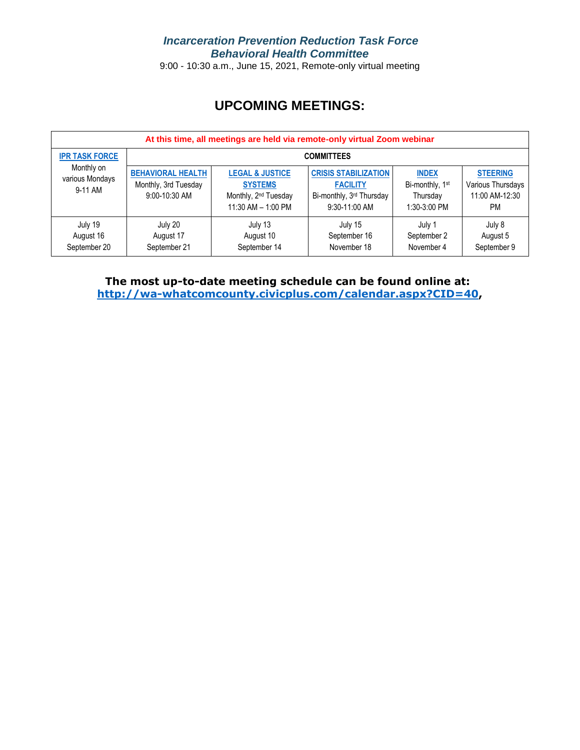*Incarceration Prevention Reduction Task Force*
*Behavioral Health Committee*
9:00 - 10:30 a.m., June 15, 2021, Remote-only virtual meeting

## UPCOMING MEETINGS:

| At this time, all meetings are held via remote-only virtual Zoom webinar | | | | | |
|---|---|---|---|---|---|
| **IPR TASK FORCE** Monthly on various Mondays 9-11 AM | **COMMITTEES** | | | | |
| | **BEHAVIORAL HEALTH** Monthly, 3rd Tuesday 9:00-10:30 AM | **LEGAL & JUSTICE SYSTEMS** Monthly, 2nd Tuesday 11:30 AM – 1:00 PM | **CRISIS STABILIZATION FACILITY** Bi-monthly, 3rd Thursday 9:30-11:00 AM | **INDEX** Bi-monthly, 1st Thursday 1:30-3:00 PM | **STEERING** Various Thursdays 11:00 AM-12:30 PM |
| July 19<br>August 16<br>September 20 | July 20<br>August 17<br>September 21 | July 13<br>August 10<br>September 14 | July 15<br>September 16<br>November 18 | July 1<br>September 2<br>November 4 | July 8<br>August 5<br>September 9 |

**The most up-to-date meeting schedule can be found online at: http://wa-whatcomcounty.civicplus.com/calendar.aspx?CID=40,**